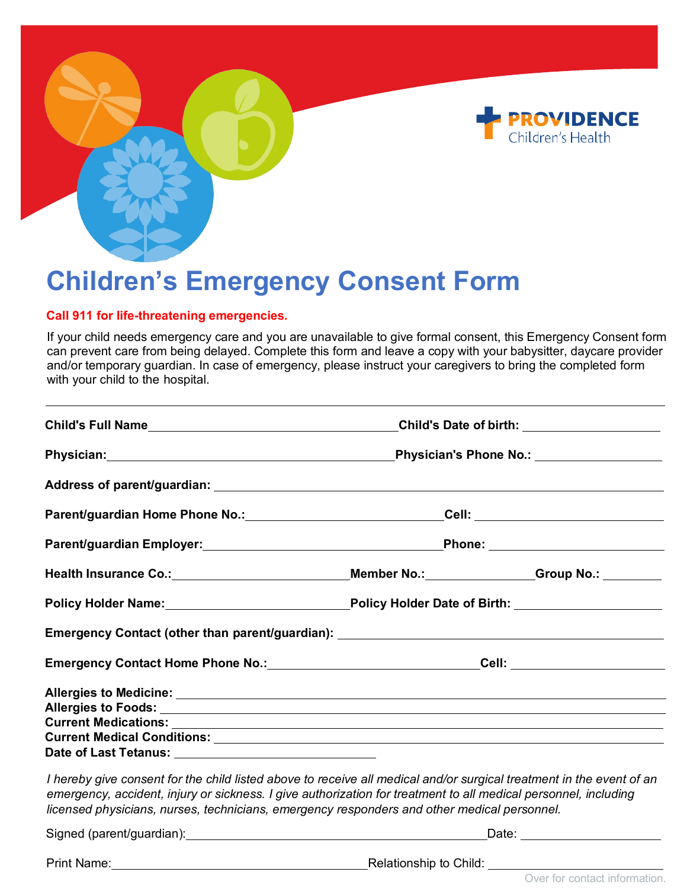PROVIDENCE
Children's Health

# Children's Emergency Consent Form

**Call 911 for life-threatening emergencies.**

If your child needs emergency care and you are unavailable to give formal consent, this Emergency Consent form can prevent care from being delayed. Complete this form and leave a copy with your babysitter, daycare provider and/or temporary guardian. In case of emergency, please instruct your caregivers to bring the completed form with your child to the hospital.

---

**Child's Full Name**\_\_\_\_\_\_\_\_\_\_\_\_\_\_\_\_\_\_\_\_\_\_\_\_\_\_\_\_\_\_ **Child's Date of birth:** \_\_\_\_\_\_\_\_\_\_\_\_\_\_\_\_

**Physician:**\_\_\_\_\_\_\_\_\_\_\_\_\_\_\_\_\_\_\_\_\_\_\_\_\_\_\_\_\_\_\_\_\_\_ **Physician's Phone No.:** \_\_\_\_\_\_\_\_\_\_\_\_\_\_\_\_

**Address of parent/guardian:** \_\_\_\_\_\_\_\_\_\_\_\_\_\_\_\_\_\_\_\_\_\_\_\_\_\_\_\_\_\_\_\_\_\_\_\_\_\_\_\_\_\_\_\_\_\_\_\_\_\_\_\_

**Parent/guardian Home Phone No.:**\_\_\_\_\_\_\_\_\_\_\_\_\_\_\_\_\_\_\_\_\_\_\_\_ **Cell:** \_\_\_\_\_\_\_\_\_\_\_\_\_\_\_\_\_\_\_\_\_\_\_

**Parent/guardian Employer:**\_\_\_\_\_\_\_\_\_\_\_\_\_\_\_\_\_\_\_\_\_\_\_\_\_\_\_\_\_\_ **Phone:** \_\_\_\_\_\_\_\_\_\_\_\_\_\_\_\_\_\_\_\_\_\_

**Health Insurance Co.:**\_\_\_\_\_\_\_\_\_\_\_\_\_\_\_\_\_\_\_\_\_\_ **Member No.:**\_\_\_\_\_\_\_\_\_\_\_\_ **Group No.:** \_\_\_\_\_\_\_

**Policy Holder Name:**\_\_\_\_\_\_\_\_\_\_\_\_\_\_\_\_\_\_\_\_\_\_\_ **Policy Holder Date of Birth:** \_\_\_\_\_\_\_\_\_\_\_\_\_\_\_\_\_\_

**Emergency Contact (other than parent/guardian):** \_\_\_\_\_\_\_\_\_\_\_\_\_\_\_\_\_\_\_\_\_\_\_\_\_\_\_\_\_\_\_\_\_\_\_\_\_\_\_\_

**Emergency Contact Home Phone No.:**\_\_\_\_\_\_\_\_\_\_\_\_\_\_\_\_\_\_\_\_\_\_\_\_\_\_ **Cell:** \_\_\_\_\_\_\_\_\_\_\_\_\_\_\_\_\_\_\_

**Allergies to Medicine:** \_\_\_\_\_\_\_\_\_\_\_\_\_\_\_\_\_\_\_\_\_\_\_\_\_\_\_\_\_\_\_\_\_\_\_\_\_\_\_\_\_\_\_\_\_\_\_\_\_\_\_\_\_\_\_\_\_\_\_\_\_
**Allergies to Foods:** \_\_\_\_\_\_\_\_\_\_\_\_\_\_\_\_\_\_\_\_\_\_\_\_\_\_\_\_\_\_\_\_\_\_\_\_\_\_\_\_\_\_\_\_\_\_\_\_\_\_\_\_\_\_\_\_\_\_\_\_\_\_\_
**Current Medications:** \_\_\_\_\_\_\_\_\_\_\_\_\_\_\_\_\_\_\_\_\_\_\_\_\_\_\_\_\_\_\_\_\_\_\_\_\_\_\_\_\_\_\_\_\_\_\_\_\_\_\_\_\_\_\_\_\_\_\_\_\_
**Current Medical Conditions:** \_\_\_\_\_\_\_\_\_\_\_\_\_\_\_\_\_\_\_\_\_\_\_\_\_\_\_\_\_\_\_\_\_\_\_\_\_\_\_\_\_\_\_\_\_\_\_\_\_\_\_\_\_\_\_
**Date of Last Tetanus:** \_\_\_\_\_\_\_\_\_\_\_\_\_\_\_\_\_\_\_\_\_\_\_\_

*I hereby give consent for the child listed above to receive all medical and/or surgical treatment in the event of an emergency, accident, injury or sickness. I give authorization for treatment to all medical personnel, including licensed physicians, nurses, technicians, emergency responders and other medical personnel.*

Signed (parent/guardian):\_\_\_\_\_\_\_\_\_\_\_\_\_\_\_\_\_\_\_\_\_\_\_\_\_\_\_\_\_\_\_\_\_\_\_\_\_\_\_ Date: \_\_\_\_\_\_\_\_\_\_\_\_\_\_\_\_\_\_

Print Name:\_\_\_\_\_\_\_\_\_\_\_\_\_\_\_\_\_\_\_\_\_\_\_\_\_\_\_\_\_\_\_\_\_\_\_ Relationship to Child: \_\_\_\_\_\_\_\_\_\_\_\_\_\_\_\_\_\_\_\_\_\_

Over for contact information.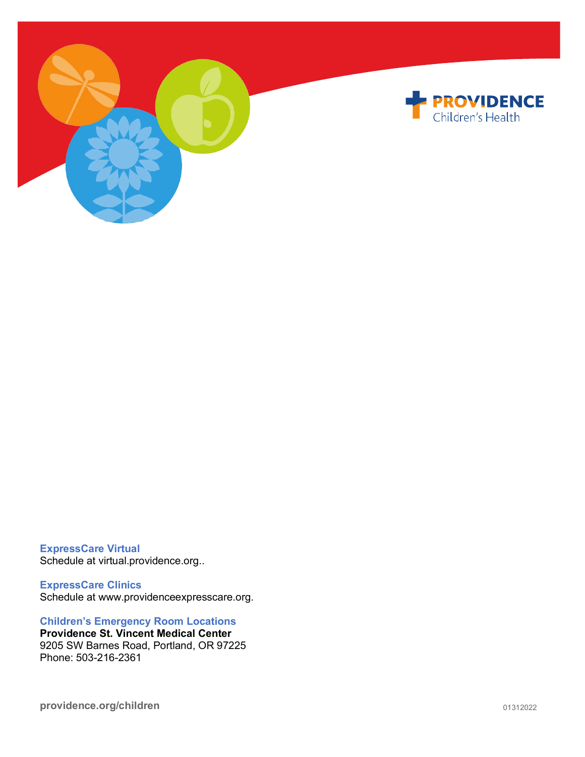PROVIDENCE
Children's Health

**ExpressCare Virtual**
Schedule at virtual.providence.org..

**ExpressCare Clinics**
Schedule at www.providenceexpresscare.org.

**Children's Emergency Room Locations**
**Providence St. Vincent Medical Center**
9205 SW Barnes Road, Portland, OR 97225
Phone: 503-216-2361

**providence.org/children**

01312022